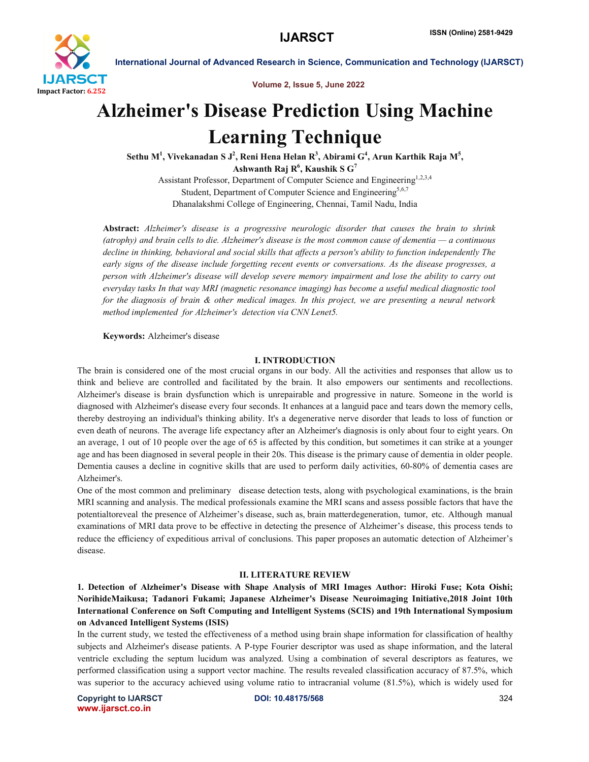# Alzheimer's Disease Prediction Using Machine Learning Technique

**Sethu M[1], Vivekanadan S J[2], Reni Hena Helan R[3], Abirami G[4], Arun Karthik Raja M[5], Ashwanth Raj R[6], Kaushik S G[7]**

Assistant Professor, Department of Computer Science and Engineering[1,2,3,4]
Student, Department of Computer Science and Engineering[5,6,7]
Dhanalakshmi College of Engineering, Chennai, Tamil Nadu, India

**Abstract:** *Alzheimer's disease is a progressive neurologic disorder that causes the brain to shrink (atrophy) and brain cells to die. Alzheimer's disease is the most common cause of dementia — a continuous decline in thinking, behavioral and social skills that affects a person's ability to function independently The early signs of the disease include forgetting recent events or conversations. As the disease progresses, a person with Alzheimer's disease will develop severe memory impairment and lose the ability to carry out everyday tasks In that way MRI (magnetic resonance imaging) has become a useful medical diagnostic tool for the diagnosis of brain & other medical images. In this project, we are presenting a neural network method implemented for Alzheimer's detection via CNN Lenet5.*

**Keywords:** Alzheimer's disease

## I. INTRODUCTION

The brain is considered one of the most crucial organs in our body. All the activities and responses that allow us to think and believe are controlled and facilitated by the brain. It also empowers our sentiments and recollections. Alzheimer's disease is brain dysfunction which is unrepairable and progressive in nature. Someone in the world is diagnosed with Alzheimer's disease every four seconds. It enhances at a languid pace and tears down the memory cells, thereby destroying an individual's thinking ability. It's a degenerative nerve disorder that leads to loss of function or even death of neurons. The average life expectancy after an Alzheimer's diagnosis is only about four to eight years. On an average, 1 out of 10 people over the age of 65 is affected by this condition, but sometimes it can strike at a younger age and has been diagnosed in several people in their 20s. This disease is the primary cause of dementia in older people. Dementia causes a decline in cognitive skills that are used to perform daily activities, 60-80% of dementia cases are Alzheimer's.

One of the most common and preliminary disease detection tests, along with psychological examinations, is the brain MRI scanning and analysis. The medical professionals examine the MRI scans and assess possible factors that have the potentialtoreveal the presence of Alzheimer's disease, such as, brain matterdegeneration, tumor, etc. Although manual examinations of MRI data prove to be effective in detecting the presence of Alzheimer's disease, this process tends to reduce the efficiency of expeditious arrival of conclusions. This paper proposes an automatic detection of Alzheimer's disease.

## II. LITERATURE REVIEW

**1. Detection of Alzheimer's Disease with Shape Analysis of MRI Images Author: Hiroki Fuse; Kota Oishi; NorihideMaikusa; Tadanori Fukami; Japanese Alzheimer's Disease Neuroimaging Initiative,2018 Joint 10th International Conference on Soft Computing and Intelligent Systems (SCIS) and 19th International Symposium on Advanced Intelligent Systems (ISIS)**

In the current study, we tested the effectiveness of a method using brain shape information for classification of healthy subjects and Alzheimer's disease patients. A P-type Fourier descriptor was used as shape information, and the lateral ventricle excluding the septum lucidum was analyzed. Using a combination of several descriptors as features, we performed classification using a support vector machine. The results revealed classification accuracy of 87.5%, which was superior to the accuracy achieved using volume ratio to intracranial volume (81.5%), which is widely used for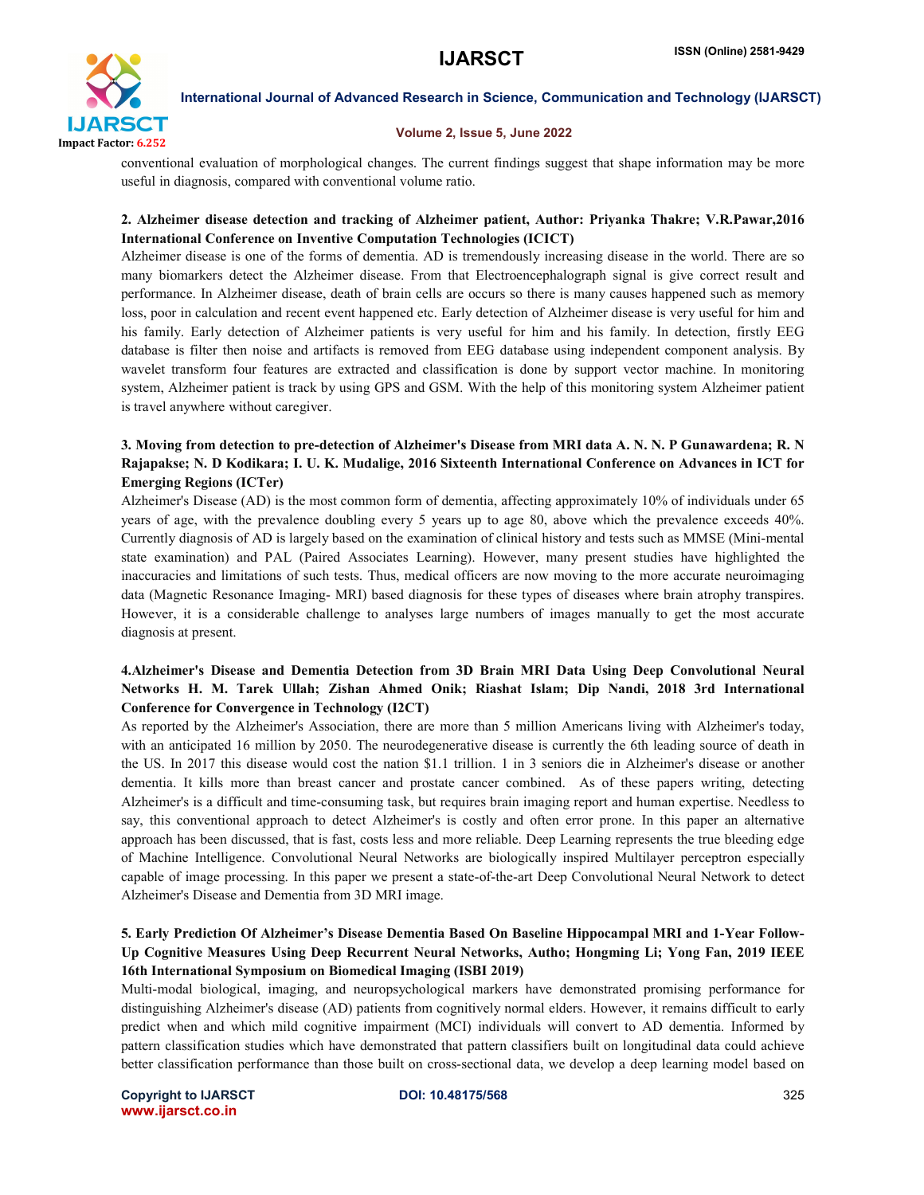conventional evaluation of morphological changes. The current findings suggest that shape information may be more useful in diagnosis, compared with conventional volume ratio.

**2. Alzheimer disease detection and tracking of Alzheimer patient, Author: Priyanka Thakre; V.R.Pawar,2016 International Conference on Inventive Computation Technologies (ICICT)**

Alzheimer disease is one of the forms of dementia. AD is tremendously increasing disease in the world. There are so many biomarkers detect the Alzheimer disease. From that Electroencephalograph signal is give correct result and performance. In Alzheimer disease, death of brain cells are occurs so there is many causes happened such as memory loss, poor in calculation and recent event happened etc. Early detection of Alzheimer disease is very useful for him and his family. Early detection of Alzheimer patients is very useful for him and his family. In detection, firstly EEG database is filter then noise and artifacts is removed from EEG database using independent component analysis. By wavelet transform four features are extracted and classification is done by support vector machine. In monitoring system, Alzheimer patient is track by using GPS and GSM. With the help of this monitoring system Alzheimer patient is travel anywhere without caregiver.

**3. Moving from detection to pre-detection of Alzheimer's Disease from MRI data A. N. N. P Gunawardena; R. N Rajapakse; N. D Kodikara; I. U. K. Mudalige, 2016 Sixteenth International Conference on Advances in ICT for Emerging Regions (ICTer)**

Alzheimer's Disease (AD) is the most common form of dementia, affecting approximately 10% of individuals under 65 years of age, with the prevalence doubling every 5 years up to age 80, above which the prevalence exceeds 40%. Currently diagnosis of AD is largely based on the examination of clinical history and tests such as MMSE (Mini-mental state examination) and PAL (Paired Associates Learning). However, many present studies have highlighted the inaccuracies and limitations of such tests. Thus, medical officers are now moving to the more accurate neuroimaging data (Magnetic Resonance Imaging- MRI) based diagnosis for these types of diseases where brain atrophy transpires. However, it is a considerable challenge to analyses large numbers of images manually to get the most accurate diagnosis at present.

**4.Alzheimer's Disease and Dementia Detection from 3D Brain MRI Data Using Deep Convolutional Neural Networks H. M. Tarek Ullah; Zishan Ahmed Onik; Riashat Islam; Dip Nandi, 2018 3rd International Conference for Convergence in Technology (I2CT)**

As reported by the Alzheimer's Association, there are more than 5 million Americans living with Alzheimer's today, with an anticipated 16 million by 2050. The neurodegenerative disease is currently the 6th leading source of death in the US. In 2017 this disease would cost the nation \$1.1 trillion. 1 in 3 seniors die in Alzheimer's disease or another dementia. It kills more than breast cancer and prostate cancer combined. As of these papers writing, detecting Alzheimer's is a difficult and time-consuming task, but requires brain imaging report and human expertise. Needless to say, this conventional approach to detect Alzheimer's is costly and often error prone. In this paper an alternative approach has been discussed, that is fast, costs less and more reliable. Deep Learning represents the true bleeding edge of Machine Intelligence. Convolutional Neural Networks are biologically inspired Multilayer perceptron especially capable of image processing. In this paper we present a state-of-the-art Deep Convolutional Neural Network to detect Alzheimer's Disease and Dementia from 3D MRI image.

**5. Early Prediction Of Alzheimer's Disease Dementia Based On Baseline Hippocampal MRI and 1-Year Follow-Up Cognitive Measures Using Deep Recurrent Neural Networks, Autho; Hongming Li; Yong Fan, 2019 IEEE 16th International Symposium on Biomedical Imaging (ISBI 2019)**

Multi-modal biological, imaging, and neuropsychological markers have demonstrated promising performance for distinguishing Alzheimer's disease (AD) patients from cognitively normal elders. However, it remains difficult to early predict when and which mild cognitive impairment (MCI) individuals will convert to AD dementia. Informed by pattern classification studies which have demonstrated that pattern classifiers built on longitudinal data could achieve better classification performance than those built on cross-sectional data, we develop a deep learning model based on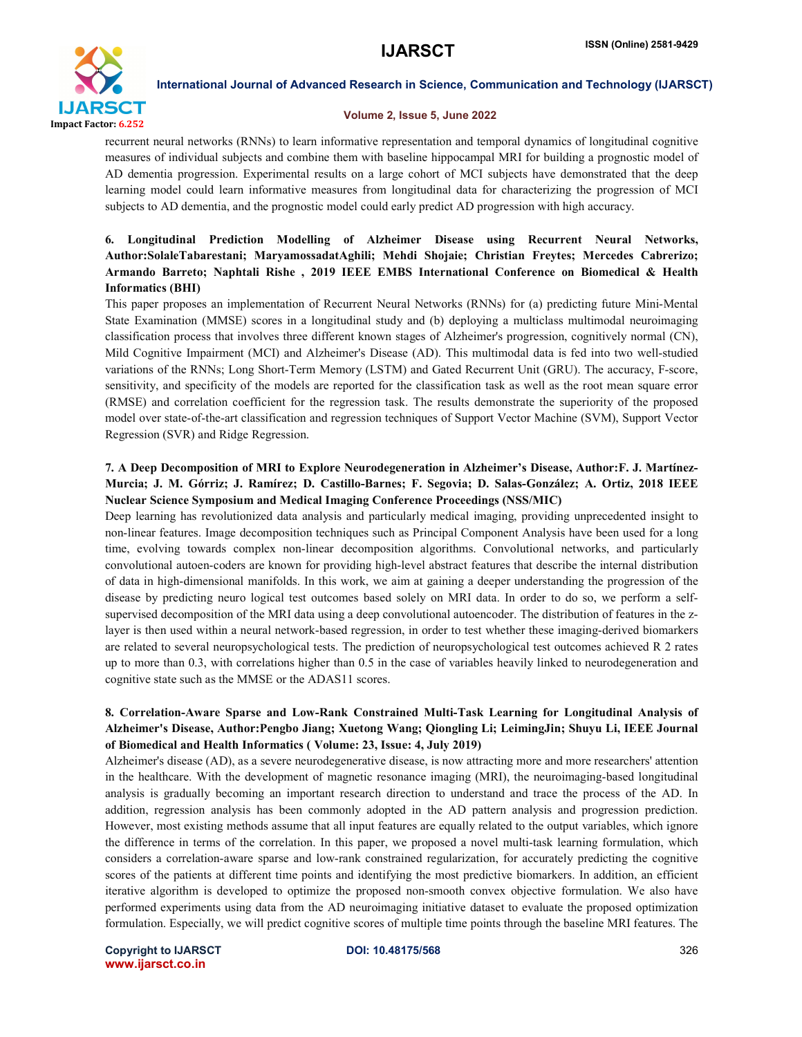recurrent neural networks (RNNs) to learn informative representation and temporal dynamics of longitudinal cognitive measures of individual subjects and combine them with baseline hippocampal MRI for building a prognostic model of AD dementia progression. Experimental results on a large cohort of MCI subjects have demonstrated that the deep learning model could learn informative measures from longitudinal data for characterizing the progression of MCI subjects to AD dementia, and the prognostic model could early predict AD progression with high accuracy.

**6. Longitudinal Prediction Modelling of Alzheimer Disease using Recurrent Neural Networks, Author:SolaleTabarestani; MaryamossadatAghili; Mehdi Shojaie; Christian Freytes; Mercedes Cabrerizo; Armando Barreto; Naphtali Rishe , 2019 IEEE EMBS International Conference on Biomedical & Health Informatics (BHI)**

This paper proposes an implementation of Recurrent Neural Networks (RNNs) for (a) predicting future Mini-Mental State Examination (MMSE) scores in a longitudinal study and (b) deploying a multiclass multimodal neuroimaging classification process that involves three different known stages of Alzheimer's progression, cognitively normal (CN), Mild Cognitive Impairment (MCI) and Alzheimer's Disease (AD). This multimodal data is fed into two well-studied variations of the RNNs; Long Short-Term Memory (LSTM) and Gated Recurrent Unit (GRU). The accuracy, F-score, sensitivity, and specificity of the models are reported for the classification task as well as the root mean square error (RMSE) and correlation coefficient for the regression task. The results demonstrate the superiority of the proposed model over state-of-the-art classification and regression techniques of Support Vector Machine (SVM), Support Vector Regression (SVR) and Ridge Regression.

**7. A Deep Decomposition of MRI to Explore Neurodegeneration in Alzheimer's Disease, Author:F. J. Martínez-Murcia; J. M. Górriz; J. Ramírez; D. Castillo-Barnes; F. Segovia; D. Salas-González; A. Ortiz, 2018 IEEE Nuclear Science Symposium and Medical Imaging Conference Proceedings (NSS/MIC)**

Deep learning has revolutionized data analysis and particularly medical imaging, providing unprecedented insight to non-linear features. Image decomposition techniques such as Principal Component Analysis have been used for a long time, evolving towards complex non-linear decomposition algorithms. Convolutional networks, and particularly convolutional autoen-coders are known for providing high-level abstract features that describe the internal distribution of data in high-dimensional manifolds. In this work, we aim at gaining a deeper understanding the progression of the disease by predicting neuro logical test outcomes based solely on MRI data. In order to do so, we perform a self-supervised decomposition of the MRI data using a deep convolutional autoencoder. The distribution of features in the z-layer is then used within a neural network-based regression, in order to test whether these imaging-derived biomarkers are related to several neuropsychological tests. The prediction of neuropsychological test outcomes achieved $R^2$ rates up to more than 0.3, with correlations higher than 0.5 in the case of variables heavily linked to neurodegeneration and cognitive state such as the MMSE or the ADAS11 scores.

**8. Correlation-Aware Sparse and Low-Rank Constrained Multi-Task Learning for Longitudinal Analysis of Alzheimer's Disease, Author:Pengbo Jiang; Xuetong Wang; Qiongling Li; LeimingJin; Shuyu Li, IEEE Journal of Biomedical and Health Informatics ( Volume: 23, Issue: 4, July 2019)**

Alzheimer's disease (AD), as a severe neurodegenerative disease, is now attracting more and more researchers' attention in the healthcare. With the development of magnetic resonance imaging (MRI), the neuroimaging-based longitudinal analysis is gradually becoming an important research direction to understand and trace the process of the AD. In addition, regression analysis has been commonly adopted in the AD pattern analysis and progression prediction. However, most existing methods assume that all input features are equally related to the output variables, which ignore the difference in terms of the correlation. In this paper, we proposed a novel multi-task learning formulation, which considers a correlation-aware sparse and low-rank constrained regularization, for accurately predicting the cognitive scores of the patients at different time points and identifying the most predictive biomarkers. In addition, an efficient iterative algorithm is developed to optimize the proposed non-smooth convex objective formulation. We also have performed experiments using data from the AD neuroimaging initiative dataset to evaluate the proposed optimization formulation. Especially, we will predict cognitive scores of multiple time points through the baseline MRI features. The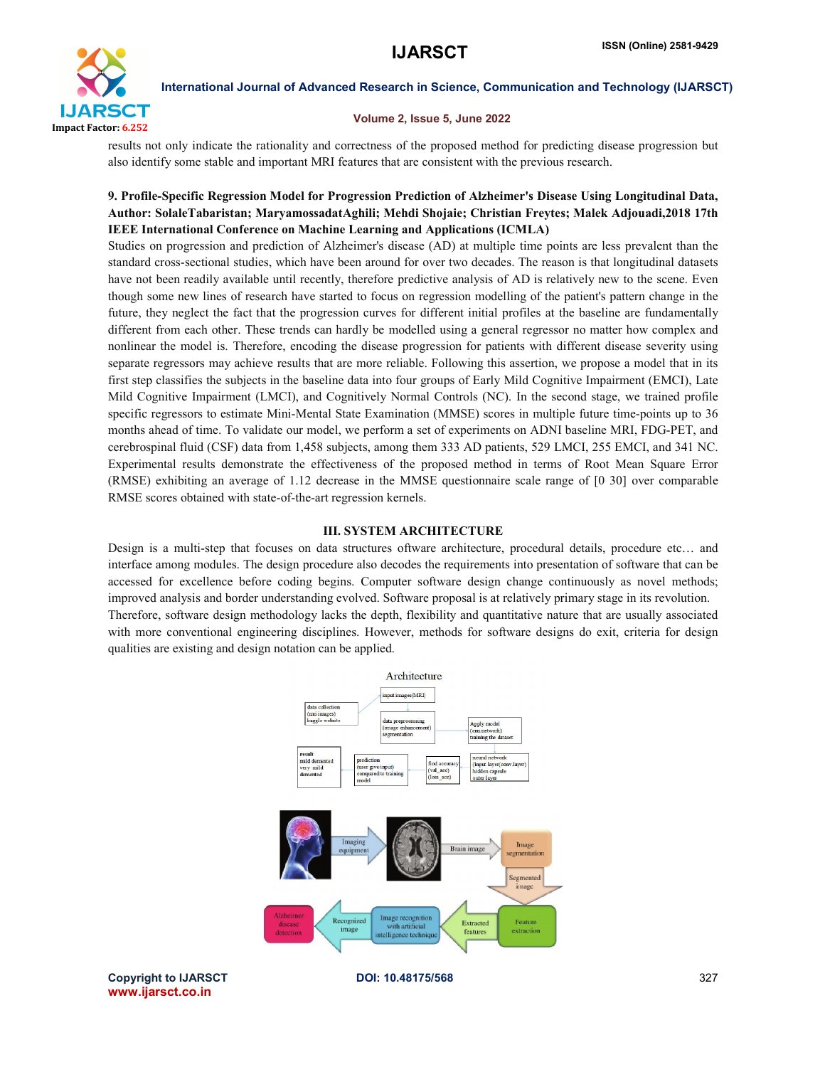results not only indicate the rationality and correctness of the proposed method for predicting disease progression but also identify some stable and important MRI features that are consistent with the previous research.

**9. Profile-Specific Regression Model for Progression Prediction of Alzheimer's Disease Using Longitudinal Data, Author: SolaleTabaristan; MaryamossadatAghili; Mehdi Shojaie; Christian Freytes; Malek Adjouadi,2018 17th IEEE International Conference on Machine Learning and Applications (ICMLA)**

Studies on progression and prediction of Alzheimer's disease (AD) at multiple time points are less prevalent than the standard cross-sectional studies, which have been around for over two decades. The reason is that longitudinal datasets have not been readily available until recently, therefore predictive analysis of AD is relatively new to the scene. Even though some new lines of research have started to focus on regression modelling of the patient's pattern change in the future, they neglect the fact that the progression curves for different initial profiles at the baseline are fundamentally different from each other. These trends can hardly be modelled using a general regressor no matter how complex and nonlinear the model is. Therefore, encoding the disease progression for patients with different disease severity using separate regressors may achieve results that are more reliable. Following this assertion, we propose a model that in its first step classifies the subjects in the baseline data into four groups of Early Mild Cognitive Impairment (EMCI), Late Mild Cognitive Impairment (LMCI), and Cognitively Normal Controls (NC). In the second stage, we trained profile specific regressors to estimate Mini-Mental State Examination (MMSE) scores in multiple future time-points up to 36 months ahead of time. To validate our model, we perform a set of experiments on ADNI baseline MRI, FDG-PET, and cerebrospinal fluid (CSF) data from 1,458 subjects, among them 333 AD patients, 529 LMCI, 255 EMCI, and 341 NC. Experimental results demonstrate the effectiveness of the proposed method in terms of Root Mean Square Error (RMSE) exhibiting an average of 1.12 decrease in the MMSE questionnaire scale range of [0 30] over comparable RMSE scores obtained with state-of-the-art regression kernels.

## III. SYSTEM ARCHITECTURE

Design is a multi-step that focuses on data structures oftware architecture, procedural details, procedure etc… and interface among modules. The design procedure also decodes the requirements into presentation of software that can be accessed for excellence before coding begins. Computer software design change continuously as novel methods; improved analysis and border understanding evolved. Software proposal is at relatively primary stage in its revolution.

Therefore, software design methodology lacks the depth, flexibility and quantitative nature that are usually associated with more conventional engineering disciplines. However, methods for software designs do exit, criteria for design qualities are existing and design notation can be applied.

Architecture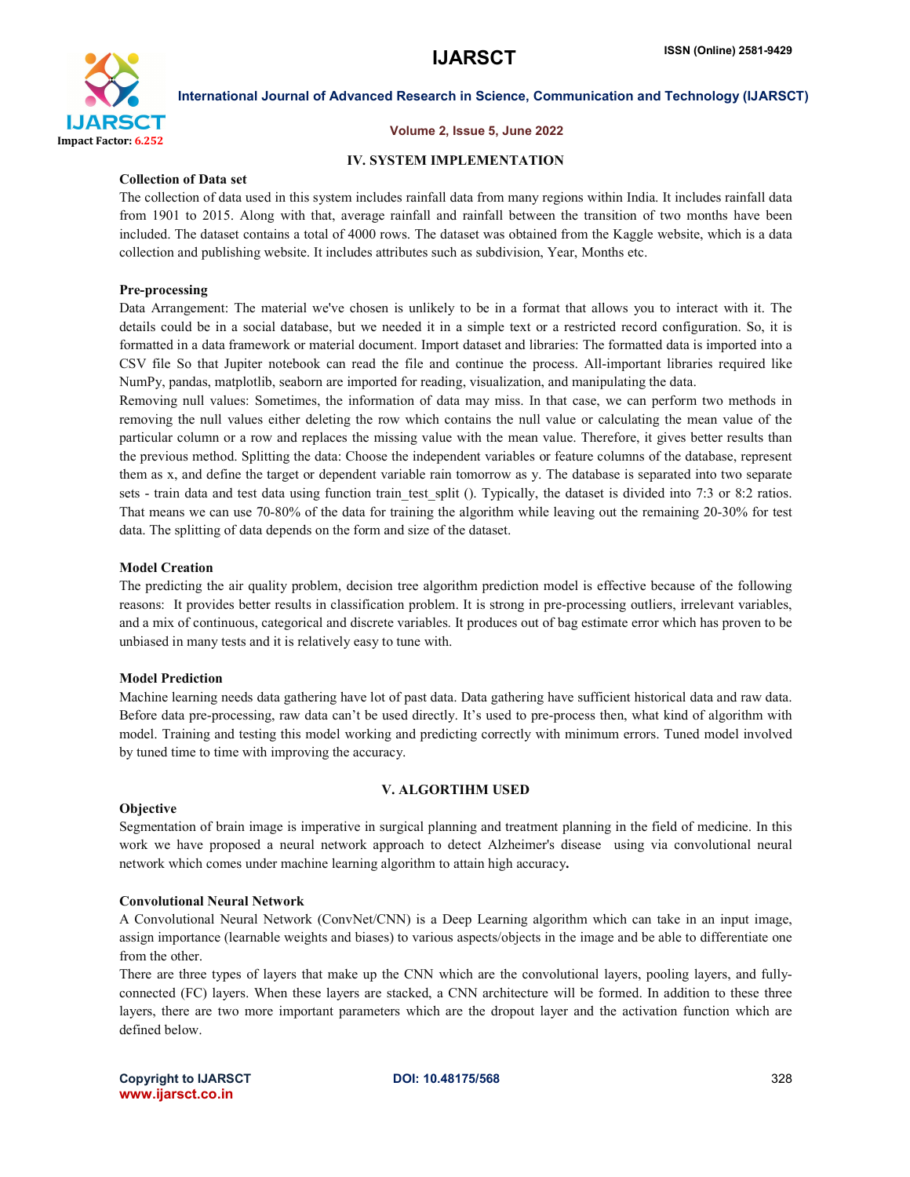## IV. SYSTEM IMPLEMENTATION

### Collection of Data set

The collection of data used in this system includes rainfall data from many regions within India. It includes rainfall data from 1901 to 2015. Along with that, average rainfall and rainfall between the transition of two months have been included. The dataset contains a total of 4000 rows. The dataset was obtained from the Kaggle website, which is a data collection and publishing website. It includes attributes such as subdivision, Year, Months etc.

### Pre-processing

Data Arrangement: The material we've chosen is unlikely to be in a format that allows you to interact with it. The details could be in a social database, but we needed it in a simple text or a restricted record configuration. So, it is formatted in a data framework or material document. Import dataset and libraries: The formatted data is imported into a CSV file So that Jupiter notebook can read the file and continue the process. All-important libraries required like NumPy, pandas, matplotlib, seaborn are imported for reading, visualization, and manipulating the data.

Removing null values: Sometimes, the information of data may miss. In that case, we can perform two methods in removing the null values either deleting the row which contains the null value or calculating the mean value of the particular column or a row and replaces the missing value with the mean value. Therefore, it gives better results than the previous method. Splitting the data: Choose the independent variables or feature columns of the database, represent them as x, and define the target or dependent variable rain tomorrow as y. The database is separated into two separate sets - train data and test data using function train_test_split (). Typically, the dataset is divided into 7:3 or 8:2 ratios. That means we can use 70-80% of the data for training the algorithm while leaving out the remaining 20-30% for test data. The splitting of data depends on the form and size of the dataset.

### Model Creation

The predicting the air quality problem, decision tree algorithm prediction model is effective because of the following reasons: It provides better results in classification problem. It is strong in pre-processing outliers, irrelevant variables, and a mix of continuous, categorical and discrete variables. It produces out of bag estimate error which has proven to be unbiased in many tests and it is relatively easy to tune with.

### Model Prediction

Machine learning needs data gathering have lot of past data. Data gathering have sufficient historical data and raw data. Before data pre-processing, raw data can't be used directly. It's used to pre-process then, what kind of algorithm with model. Training and testing this model working and predicting correctly with minimum errors. Tuned model involved by tuned time to time with improving the accuracy.

## V. ALGORTIHM USED

### Objective

Segmentation of brain image is imperative in surgical planning and treatment planning in the field of medicine. In this work we have proposed a neural network approach to detect Alzheimer's disease using via convolutional neural network which comes under machine learning algorithm to attain high accuracy**.**

### Convolutional Neural Network

A Convolutional Neural Network (ConvNet/CNN) is a Deep Learning algorithm which can take in an input image, assign importance (learnable weights and biases) to various aspects/objects in the image and be able to differentiate one from the other.

There are three types of layers that make up the CNN which are the convolutional layers, pooling layers, and fully-connected (FC) layers. When these layers are stacked, a CNN architecture will be formed. In addition to these three layers, there are two more important parameters which are the dropout layer and the activation function which are defined below.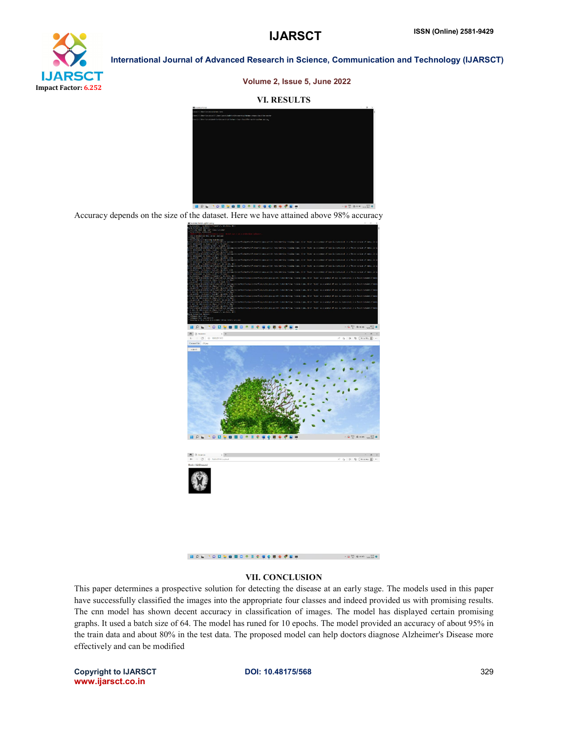## VI. RESULTS

Accuracy depends on the size of the dataset. Here we have attained above 98% accuracy

## VII. CONCLUSION

This paper determines a prospective solution for detecting the disease at an early stage. The models used in this paper have successfully classified the images into the appropriate four classes and indeed provided us with promising results. The cnn model has shown decent accuracy in classification of images. The model has displayed certain promising graphs. It used a batch size of 64. The model has runed for 10 epochs. The model provided an accuracy of about 95% in the train data and about 80% in the test data. The proposed model can help doctors diagnose Alzheimer's Disease more effectively and can be modified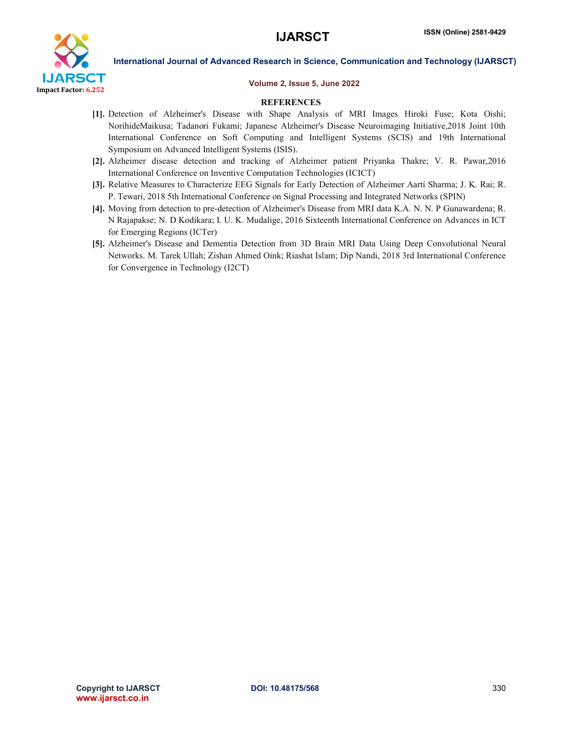## REFERENCES

[1]. Detection of Alzheimer's Disease with Shape Analysis of MRI Images Hiroki Fuse; Kota Oishi; NorihideMaikusa; Tadanori Fukami; Japanese Alzheimer's Disease Neuroimaging Initiative,2018 Joint 10th International Conference on Soft Computing and Intelligent Systems (SCIS) and 19th International Symposium on Advanced Intelligent Systems (ISIS).

[2]. Alzheimer disease detection and tracking of Alzheimer patient Priyanka Thakre; V. R. Pawar,2016 International Conference on Inventive Computation Technologies (ICICT)

[3]. Relative Measures to Characterize EEG Signals for Early Detection of Alzheimer Aarti Sharma; J. K. Rai; R. P. Tewari, 2018 5th International Conference on Signal Processing and Integrated Networks (SPIN)

[4]. Moving from detection to pre-detection of Alzheimer's Disease from MRI data K.A. N. N. P Gunawardena; R. N Rajapakse; N. D Kodikara; I. U. K. Mudalige, 2016 Sixteenth International Conference on Advances in ICT for Emerging Regions (ICTer)

[5]. Alzheimer's Disease and Dementia Detection from 3D Brain MRI Data Using Deep Convolutional Neural Networks. M. Tarek Ullah; Zishan Ahmed Oink; Riashat Islam; Dip Nandi, 2018 3rd International Conference for Convergence in Technology (I2CT)